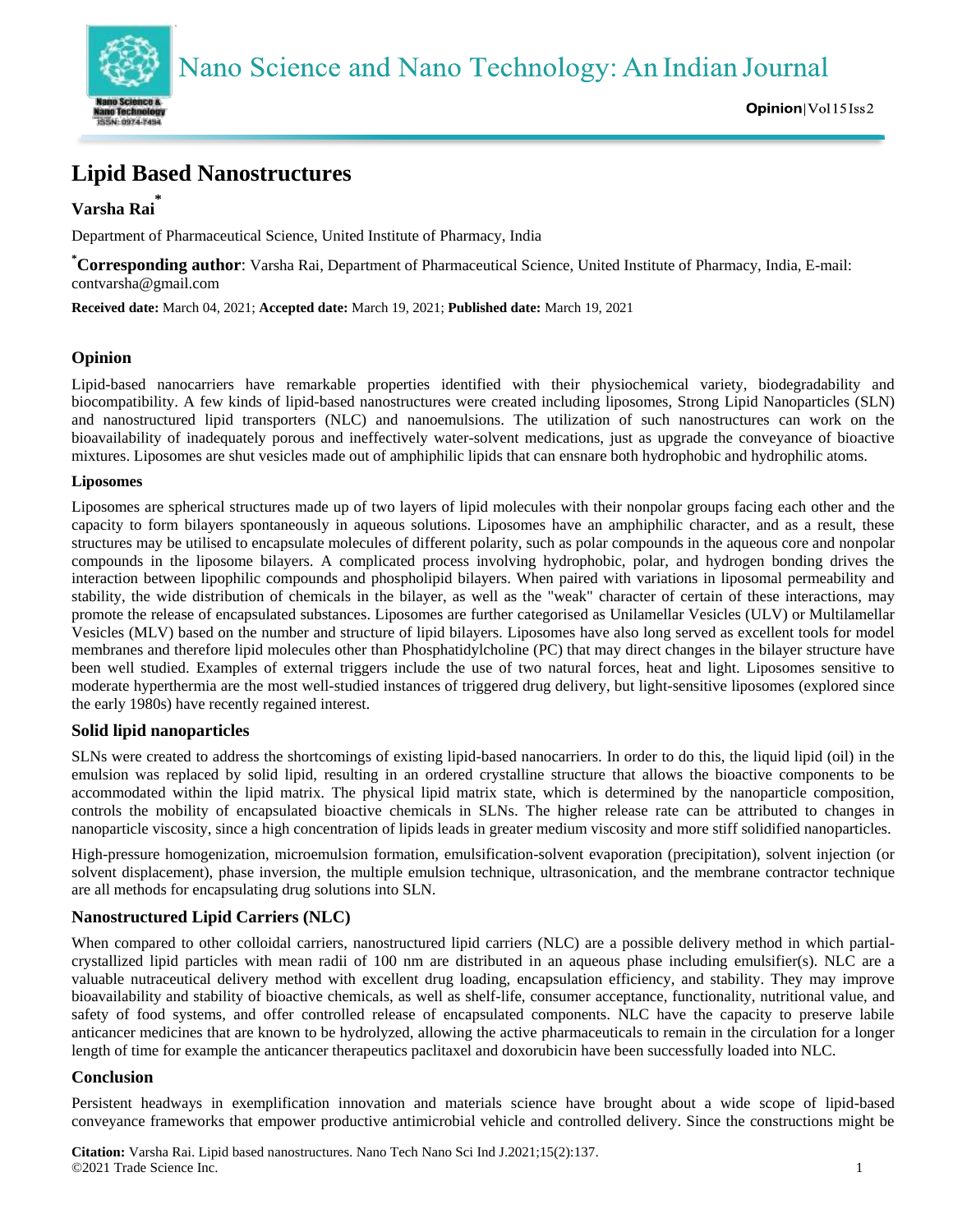# Lipid Based Nanostructures

**Varsha Rai***

Department of Pharmaceutical Science, United Institute of Pharmacy, India

***Corresponding author**: Varsha Rai, Department of Pharmaceutical Science, United Institute of Pharmacy, India, E-mail: contvarsha@gmail.com

**Received date:** March 04, 2021; **Accepted date:** March 19, 2021; **Published date:** March 19, 2021

## Opinion

Lipid-based nanocarriers have remarkable properties identified with their physiochemical variety, biodegradability and biocompatibility. A few kinds of lipid-based nanostructures were created including liposomes, Strong Lipid Nanoparticles (SLN) and nanostructured lipid transporters (NLC) and nanoemulsions. The utilization of such nanostructures can work on the bioavailability of inadequately porous and ineffectively water-solvent medications, just as upgrade the conveyance of bioactive mixtures. Liposomes are shut vesicles made out of amphiphilic lipids that can ensnare both hydrophobic and hydrophilic atoms.

### Liposomes

Liposomes are spherical structures made up of two layers of lipid molecules with their nonpolar groups facing each other and the capacity to form bilayers spontaneously in aqueous solutions. Liposomes have an amphiphilic character, and as a result, these structures may be utilised to encapsulate molecules of different polarity, such as polar compounds in the aqueous core and nonpolar compounds in the liposome bilayers. A complicated process involving hydrophobic, polar, and hydrogen bonding drives the interaction between lipophilic compounds and phospholipid bilayers. When paired with variations in liposomal permeability and stability, the wide distribution of chemicals in the bilayer, as well as the "weak" character of certain of these interactions, may promote the release of encapsulated substances. Liposomes are further categorised as Unilamellar Vesicles (ULV) or Multilamellar Vesicles (MLV) based on the number and structure of lipid bilayers. Liposomes have also long served as excellent tools for model membranes and therefore lipid molecules other than Phosphatidylcholine (PC) that may direct changes in the bilayer structure have been well studied. Examples of external triggers include the use of two natural forces, heat and light. Liposomes sensitive to moderate hyperthermia are the most well-studied instances of triggered drug delivery, but light-sensitive liposomes (explored since the early 1980s) have recently regained interest.

## Solid lipid nanoparticles

SLNs were created to address the shortcomings of existing lipid-based nanocarriers. In order to do this, the liquid lipid (oil) in the emulsion was replaced by solid lipid, resulting in an ordered crystalline structure that allows the bioactive components to be accommodated within the lipid matrix. The physical lipid matrix state, which is determined by the nanoparticle composition, controls the mobility of encapsulated bioactive chemicals in SLNs. The higher release rate can be attributed to changes in nanoparticle viscosity, since a high concentration of lipids leads in greater medium viscosity and more stiff solidified nanoparticles.

High-pressure homogenization, microemulsion formation, emulsification-solvent evaporation (precipitation), solvent injection (or solvent displacement), phase inversion, the multiple emulsion technique, ultrasonication, and the membrane contractor technique are all methods for encapsulating drug solutions into SLN.

## Nanostructured Lipid Carriers (NLC)

When compared to other colloidal carriers, nanostructured lipid carriers (NLC) are a possible delivery method in which partial-crystallized lipid particles with mean radii of 100 nm are distributed in an aqueous phase including emulsifier(s). NLC are a valuable nutraceutical delivery method with excellent drug loading, encapsulation efficiency, and stability. They may improve bioavailability and stability of bioactive chemicals, as well as shelf-life, consumer acceptance, functionality, nutritional value, and safety of food systems, and offer controlled release of encapsulated components. NLC have the capacity to preserve labile anticancer medicines that are known to be hydrolyzed, allowing the active pharmaceuticals to remain in the circulation for a longer length of time for example the anticancer therapeutics paclitaxel and doxorubicin have been successfully loaded into NLC.

## Conclusion

Persistent headways in exemplification innovation and materials science have brought about a wide scope of lipid-based conveyance frameworks that empower productive antimicrobial vehicle and controlled delivery. Since the constructions might be

**Citation:** Varsha Rai. Lipid based nanostructures. Nano Tech Nano Sci Ind J.2021;15(2):137.
©2021 Trade Science Inc.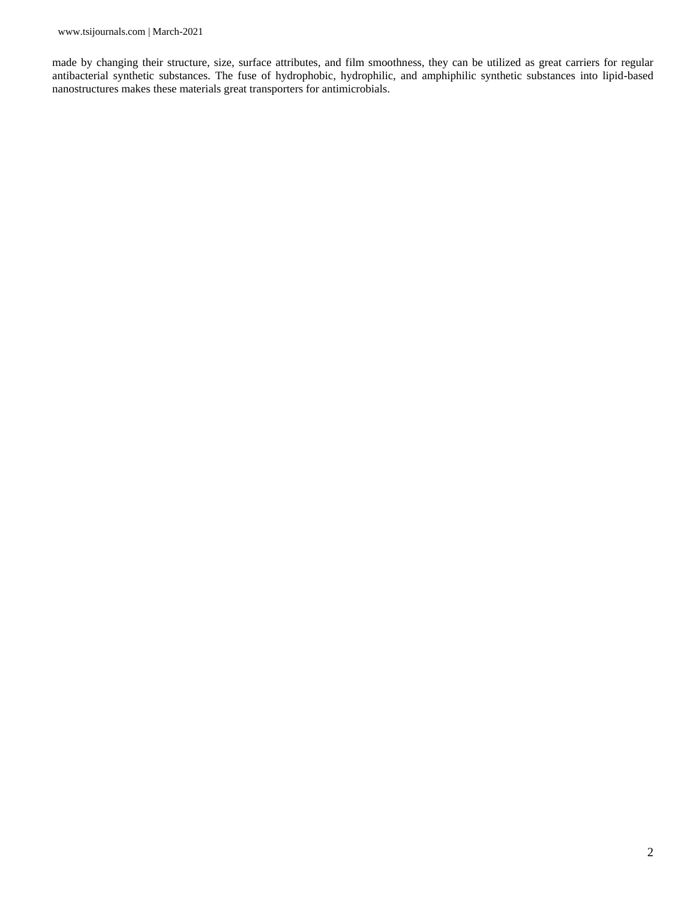made by changing their structure, size, surface attributes, and film smoothness, they can be utilized as great carriers for regular antibacterial synthetic substances. The fuse of hydrophobic, hydrophilic, and amphiphilic synthetic substances into lipid-based nanostructures makes these materials great transporters for antimicrobials.